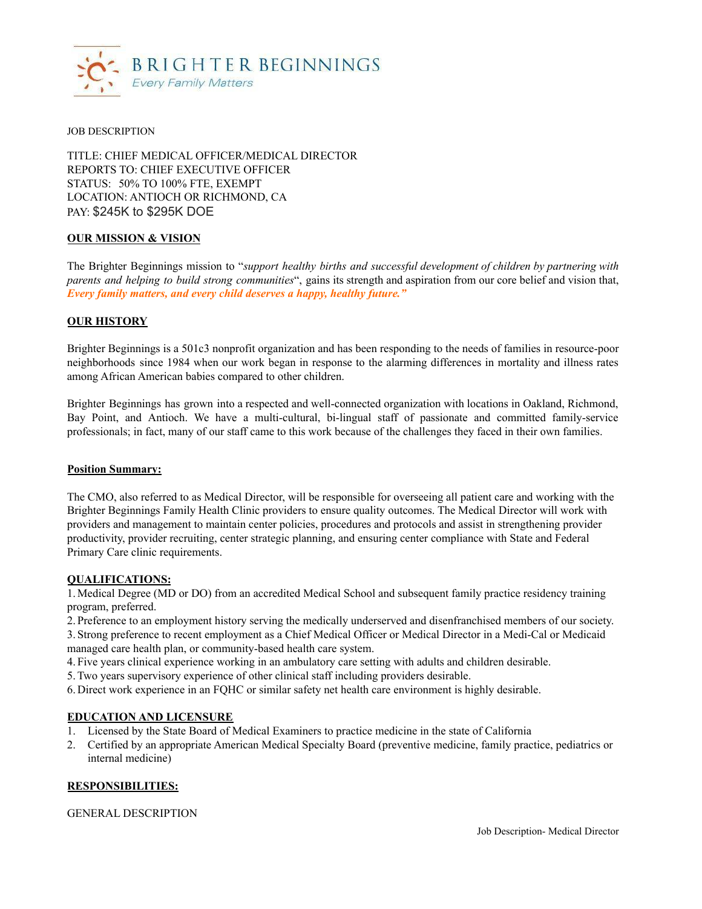BRIGHTER BEGINNINGS
*Every Family Matters*

JOB DESCRIPTION

TITLE: CHIEF MEDICAL OFFICER/MEDICAL DIRECTOR
REPORTS TO: CHIEF EXECUTIVE OFFICER
STATUS: 50% TO 100% FTE, EXEMPT
LOCATION: ANTIOCH OR RICHMOND, CA
PAY: $245K to $295K DOE

## OUR MISSION & VISION

The Brighter Beginnings mission to "*support healthy births and successful development of children by partnering with parents and helping to build strong communities*", gains its strength and aspiration from our core belief and vision that, ***Every family matters, and every child deserves a happy, healthy future."***

## OUR HISTORY

Brighter Beginnings is a 501c3 nonprofit organization and has been responding to the needs of families in resource-poor neighborhoods since 1984 when our work began in response to the alarming differences in mortality and illness rates among African American babies compared to other children.

Brighter Beginnings has grown into a respected and well-connected organization with locations in Oakland, Richmond, Bay Point, and Antioch. We have a multi-cultural, bi-lingual staff of passionate and committed family-service professionals; in fact, many of our staff came to this work because of the challenges they faced in their own families.

## Position Summary:

The CMO, also referred to as Medical Director, will be responsible for overseeing all patient care and working with the Brighter Beginnings Family Health Clinic providers to ensure quality outcomes. The Medical Director will work with providers and management to maintain center policies, procedures and protocols and assist in strengthening provider productivity, provider recruiting, center strategic planning, and ensuring center compliance with State and Federal Primary Care clinic requirements.

## QUALIFICATIONS:

1. Medical Degree (MD or DO) from an accredited Medical School and subsequent family practice residency training program, preferred.
2. Preference to an employment history serving the medically underserved and disenfranchised members of our society.
3. Strong preference to recent employment as a Chief Medical Officer or Medical Director in a Medi-Cal or Medicaid managed care health plan, or community-based health care system.
4. Five years clinical experience working in an ambulatory care setting with adults and children desirable.
5. Two years supervisory experience of other clinical staff including providers desirable.
6. Direct work experience in an FQHC or similar safety net health care environment is highly desirable.

## EDUCATION AND LICENSURE

1. Licensed by the State Board of Medical Examiners to practice medicine in the state of California
2. Certified by an appropriate American Medical Specialty Board (preventive medicine, family practice, pediatrics or internal medicine)

## RESPONSIBILITIES:

GENERAL DESCRIPTION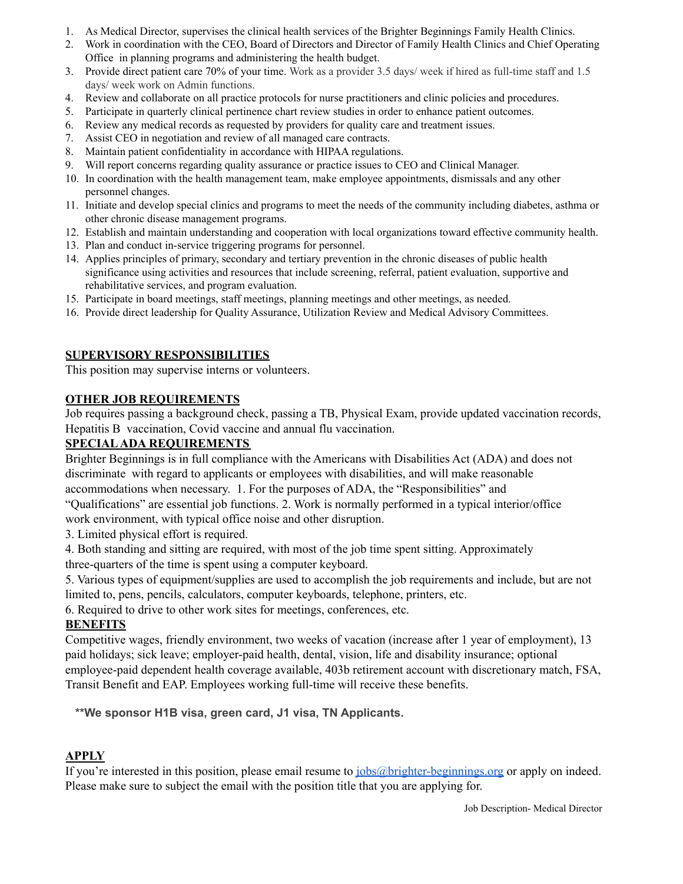1. As Medical Director, supervises the clinical health services of the Brighter Beginnings Family Health Clinics.
2. Work in coordination with the CEO, Board of Directors and Director of Family Health Clinics and Chief Operating Office in planning programs and administering the health budget.
3. Provide direct patient care 70% of your time. Work as a provider 3.5 days/ week if hired as full-time staff and 1.5 days/ week work on Admin functions.
4. Review and collaborate on all practice protocols for nurse practitioners and clinic policies and procedures.
5. Participate in quarterly clinical pertinence chart review studies in order to enhance patient outcomes.
6. Review any medical records as requested by providers for quality care and treatment issues.
7. Assist CEO in negotiation and review of all managed care contracts.
8. Maintain patient confidentiality in accordance with HIPAA regulations.
9. Will report concerns regarding quality assurance or practice issues to CEO and Clinical Manager.
10. In coordination with the health management team, make employee appointments, dismissals and any other personnel changes.
11. Initiate and develop special clinics and programs to meet the needs of the community including diabetes, asthma or other chronic disease management programs.
12. Establish and maintain understanding and cooperation with local organizations toward effective community health.
13. Plan and conduct in-service triggering programs for personnel.
14. Applies principles of primary, secondary and tertiary prevention in the chronic diseases of public health significance using activities and resources that include screening, referral, patient evaluation, supportive and rehabilitative services, and program evaluation.
15. Participate in board meetings, staff meetings, planning meetings and other meetings, as needed.
16. Provide direct leadership for Quality Assurance, Utilization Review and Medical Advisory Committees.

## SUPERVISORY RESPONSIBILITIES

This position may supervise interns or volunteers.

## OTHER JOB REQUIREMENTS

Job requires passing a background check, passing a TB, Physical Exam, provide updated vaccination records, Hepatitis B vaccination, Covid vaccine and annual flu vaccination.

## SPECIAL ADA REQUIREMENTS

Brighter Beginnings is in full compliance with the Americans with Disabilities Act (ADA) and does not discriminate with regard to applicants or employees with disabilities, and will make reasonable accommodations when necessary. 1. For the purposes of ADA, the "Responsibilities" and "Qualifications" are essential job functions. 2. Work is normally performed in a typical interior/office work environment, with typical office noise and other disruption.

3. Limited physical effort is required.

4. Both standing and sitting are required, with most of the job time spent sitting. Approximately three-quarters of the time is spent using a computer keyboard.

5. Various types of equipment/supplies are used to accomplish the job requirements and include, but are not limited to, pens, pencils, calculators, computer keyboards, telephone, printers, etc.

6. Required to drive to other work sites for meetings, conferences, etc.

## BENEFITS

Competitive wages, friendly environment, two weeks of vacation (increase after 1 year of employment), 13 paid holidays; sick leave; employer-paid health, dental, vision, life and disability insurance; optional employee-paid dependent health coverage available, 403b retirement account with discretionary match, FSA, Transit Benefit and EAP. Employees working full-time will receive these benefits.

**\*\*We sponsor H1B visa, green card, J1 visa, TN Applicants.**

## APPLY

If you're interested in this position, please email resume to [jobs@brighter-beginnings.org](mailto:jobs@brighter-beginnings.org) or apply on indeed. Please make sure to subject the email with the position title that you are applying for.